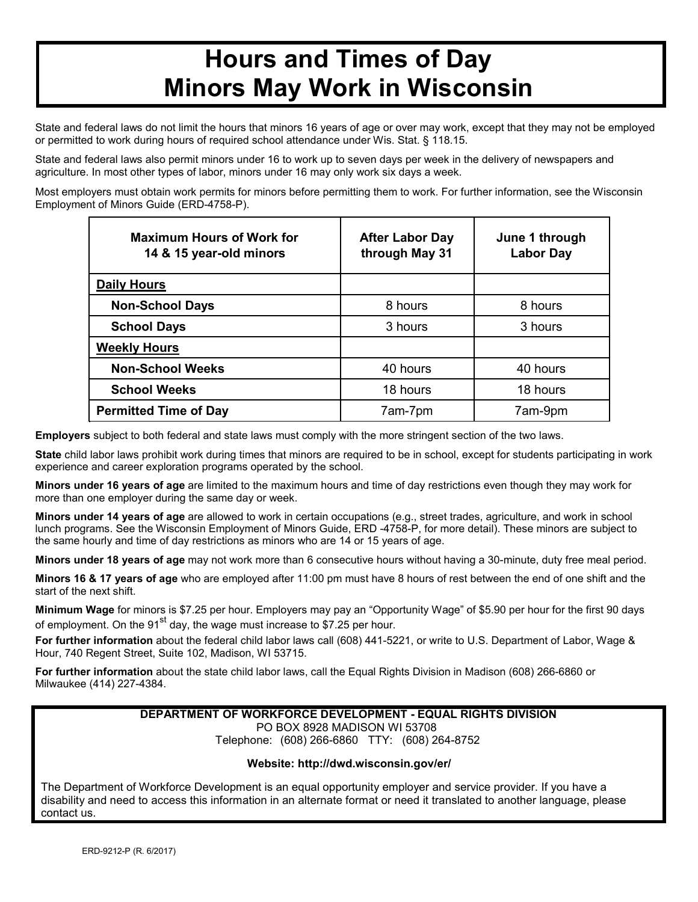# Hours and Times of Day Minors May Work in Wisconsin

State and federal laws do not limit the hours that minors 16 years of age or over may work, except that they may not be employed or permitted to work during hours of required school attendance under Wis. Stat. § 118.15.

State and federal laws also permit minors under 16 to work up to seven days per week in the delivery of newspapers and agriculture. In most other types of labor, minors under 16 may only work six days a week.

Most employers must obtain work permits for minors before permitting them to work. For further information, see the Wisconsin Employment of Minors Guide (ERD-4758-P).

| Maximum Hours of Work for 14 & 15 year-old minors | After Labor Day through May 31 | June 1 through Labor Day |
|---|---|---|
| **Daily Hours** | | |
| Non-School Days | 8 hours | 8 hours |
| School Days | 3 hours | 3 hours |
| **Weekly Hours** | | |
| Non-School Weeks | 40 hours | 40 hours |
| School Weeks | 18 hours | 18 hours |
| **Permitted Time of Day** | 7am-7pm | 7am-9pm |

**Employers** subject to both federal and state laws must comply with the more stringent section of the two laws.

**State** child labor laws prohibit work during times that minors are required to be in school, except for students participating in work experience and career exploration programs operated by the school.

**Minors under 16 years of age** are limited to the maximum hours and time of day restrictions even though they may work for more than one employer during the same day or week.

**Minors under 14 years of age** are allowed to work in certain occupations (e.g., street trades, agriculture, and work in school lunch programs. See the Wisconsin Employment of Minors Guide, ERD -4758-P, for more detail). These minors are subject to the same hourly and time of day restrictions as minors who are 14 or 15 years of age.

**Minors under 18 years of age** may not work more than 6 consecutive hours without having a 30-minute, duty free meal period.

**Minors 16 & 17 years of age** who are employed after 11:00 pm must have 8 hours of rest between the end of one shift and the start of the next shift.

**Minimum Wage** for minors is $7.25 per hour. Employers may pay an "Opportunity Wage" of $5.90 per hour for the first 90 days of employment. On the 91st day, the wage must increase to $7.25 per hour.

**For further information** about the federal child labor laws call (608) 441-5221, or write to U.S. Department of Labor, Wage & Hour, 740 Regent Street, Suite 102, Madison, WI 53715.

**For further information** about the state child labor laws, call the Equal Rights Division in Madison (608) 266-6860 or Milwaukee (414) 227-4384.

**DEPARTMENT OF WORKFORCE DEVELOPMENT - EQUAL RIGHTS DIVISION**
PO BOX 8928 MADISON WI 53708
Telephone: (608) 266-6860 TTY: (608) 264-8752

**Website: http://dwd.wisconsin.gov/er/**

The Department of Workforce Development is an equal opportunity employer and service provider. If you have a disability and need to access this information in an alternate format or need it translated to another language, please contact us.

ERD-9212-P (R. 6/2017)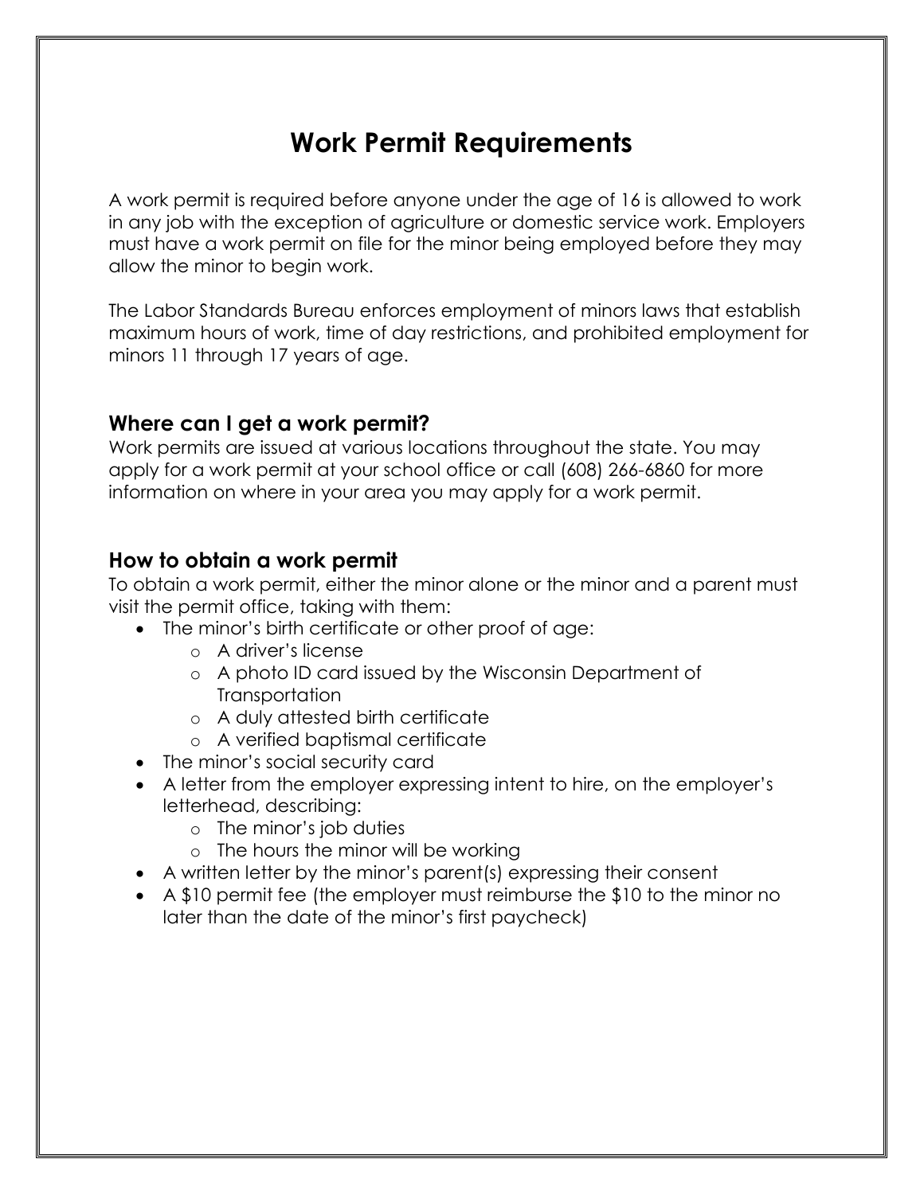# Work Permit Requirements

A work permit is required before anyone under the age of 16 is allowed to work in any job with the exception of agriculture or domestic service work. Employers must have a work permit on file for the minor being employed before they may allow the minor to begin work.

The Labor Standards Bureau enforces employment of minors laws that establish maximum hours of work, time of day restrictions, and prohibited employment for minors 11 through 17 years of age.

## Where can I get a work permit?

Work permits are issued at various locations throughout the state. You may apply for a work permit at your school office or call (608) 266-6860 for more information on where in your area you may apply for a work permit.

## How to obtain a work permit

To obtain a work permit, either the minor alone or the minor and a parent must visit the permit office, taking with them:

- The minor's birth certificate or other proof of age:
  - A driver's license
  - A photo ID card issued by the Wisconsin Department of Transportation
  - A duly attested birth certificate
  - A verified baptismal certificate
- The minor's social security card
- A letter from the employer expressing intent to hire, on the employer's letterhead, describing:
  - The minor's job duties
  - The hours the minor will be working
- A written letter by the minor's parent(s) expressing their consent
- A $10 permit fee (the employer must reimburse the $10 to the minor no later than the date of the minor's first paycheck)